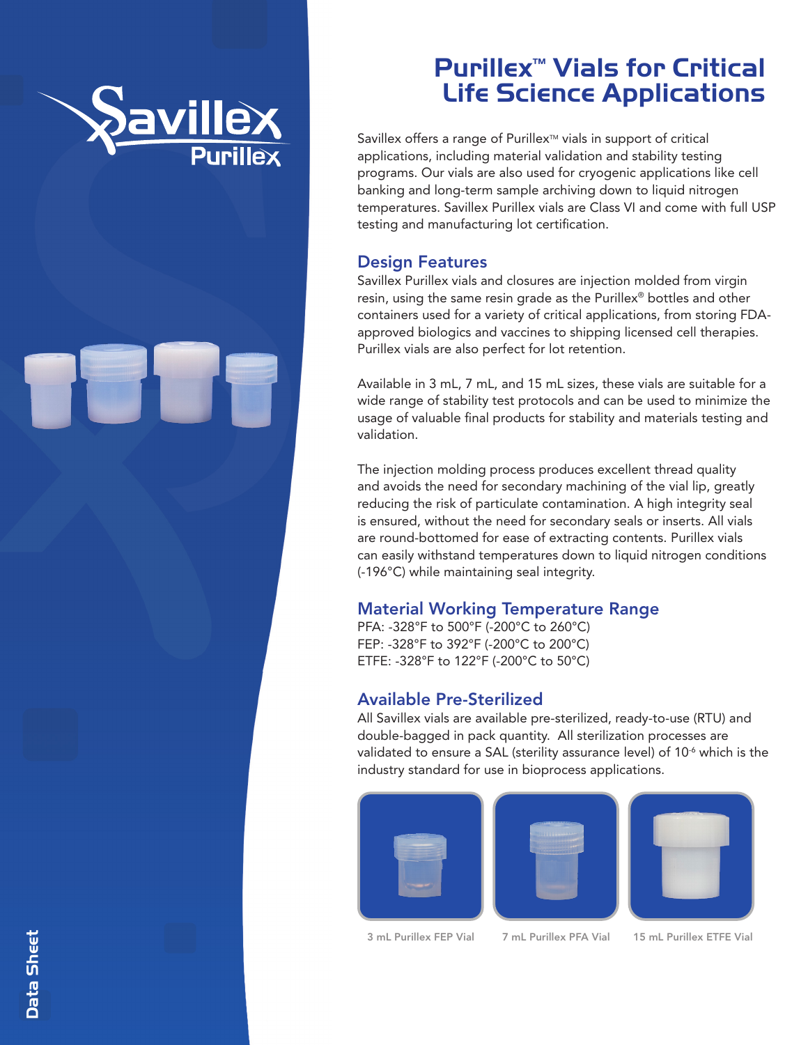# Purillex™ Vials for Critical Life Science Applications

Savillex offers a range of Purillex™ vials in support of critical applications, including material validation and stability testing programs. Our vials are also used for cryogenic applications like cell banking and long-term sample archiving down to liquid nitrogen temperatures. Savillex Purillex vials are Class VI and come with full USP testing and manufacturing lot certification.

## Design Features

Savillex Purillex vials and closures are injection molded from virgin resin, using the same resin grade as the Purillex® bottles and other containers used for a variety of critical applications, from storing FDA-approved biologics and vaccines to shipping licensed cell therapies. Purillex vials are also perfect for lot retention.

Available in 3 mL, 7 mL, and 15 mL sizes, these vials are suitable for a wide range of stability test protocols and can be used to minimize the usage of valuable final products for stability and materials testing and validation.

The injection molding process produces excellent thread quality and avoids the need for secondary machining of the vial lip, greatly reducing the risk of particulate contamination. A high integrity seal is ensured, without the need for secondary seals or inserts. All vials are round-bottomed for ease of extracting contents. Purillex vials can easily withstand temperatures down to liquid nitrogen conditions (-196°C) while maintaining seal integrity.

## Material Working Temperature Range

PFA: -328°F to 500°F (-200°C to 260°C)
FEP: -328°F to 392°F (-200°C to 200°C)
ETFE: -328°F to 122°F (-200°C to 50°C)

## Available Pre-Sterilized

All Savillex vials are available pre-sterilized, ready-to-use (RTU) and double-bagged in pack quantity. All sterilization processes are validated to ensure a SAL (sterility assurance level) of $10^{-6}$ which is the industry standard for use in bioprocess applications.

3 mL Purillex FEP Vial

7 mL Purillex PFA Vial

15 mL Purillex ETFE Vial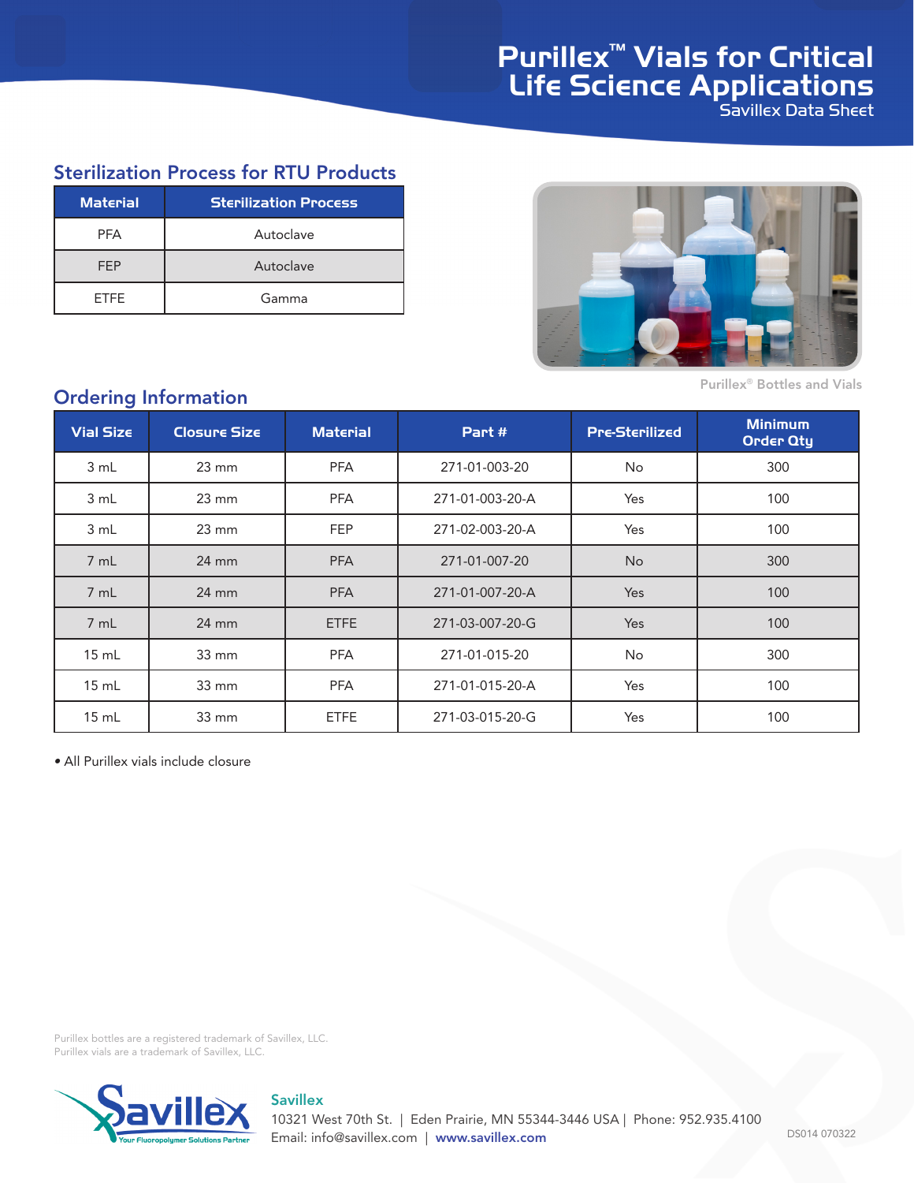# Purillex™ Vials for Critical Life Science Applications

Savillex Data Sheet

## Sterilization Process for RTU Products

| Material | Sterilization Process |
|---|---|
| PFA | Autoclave |
| FEP | Autoclave |
| ETFE | Gamma |

Purillex® Bottles and Vials

## Ordering Information

| Vial Size | Closure Size | Material | Part # | Pre-Sterilized | Minimum Order Qty |
|---|---|---|---|---|---|
| 3 mL | 23 mm | PFA | 271-01-003-20 | No | 300 |
| 3 mL | 23 mm | PFA | 271-01-003-20-A | Yes | 100 |
| 3 mL | 23 mm | FEP | 271-02-003-20-A | Yes | 100 |
| 7 mL | 24 mm | PFA | 271-01-007-20 | No | 300 |
| 7 mL | 24 mm | PFA | 271-01-007-20-A | Yes | 100 |
| 7 mL | 24 mm | ETFE | 271-03-007-20-G | Yes | 100 |
| 15 mL | 33 mm | PFA | 271-01-015-20 | No | 300 |
| 15 mL | 33 mm | PFA | 271-01-015-20-A | Yes | 100 |
| 15 mL | 33 mm | ETFE | 271-03-015-20-G | Yes | 100 |

- All Purillex vials include closure

Purillex bottles are a registered trademark of Savillex, LLC.
Purillex vials are a trademark of Savillex, LLC.

Savillex – Your Fluoropolymer Solutions Partner

**Savillex**
10321 West 70th St. | Eden Prairie, MN 55344-3446 USA | Phone: 952.935.4100
Email: info@savillex.com | www.savillex.com

DS014 070322